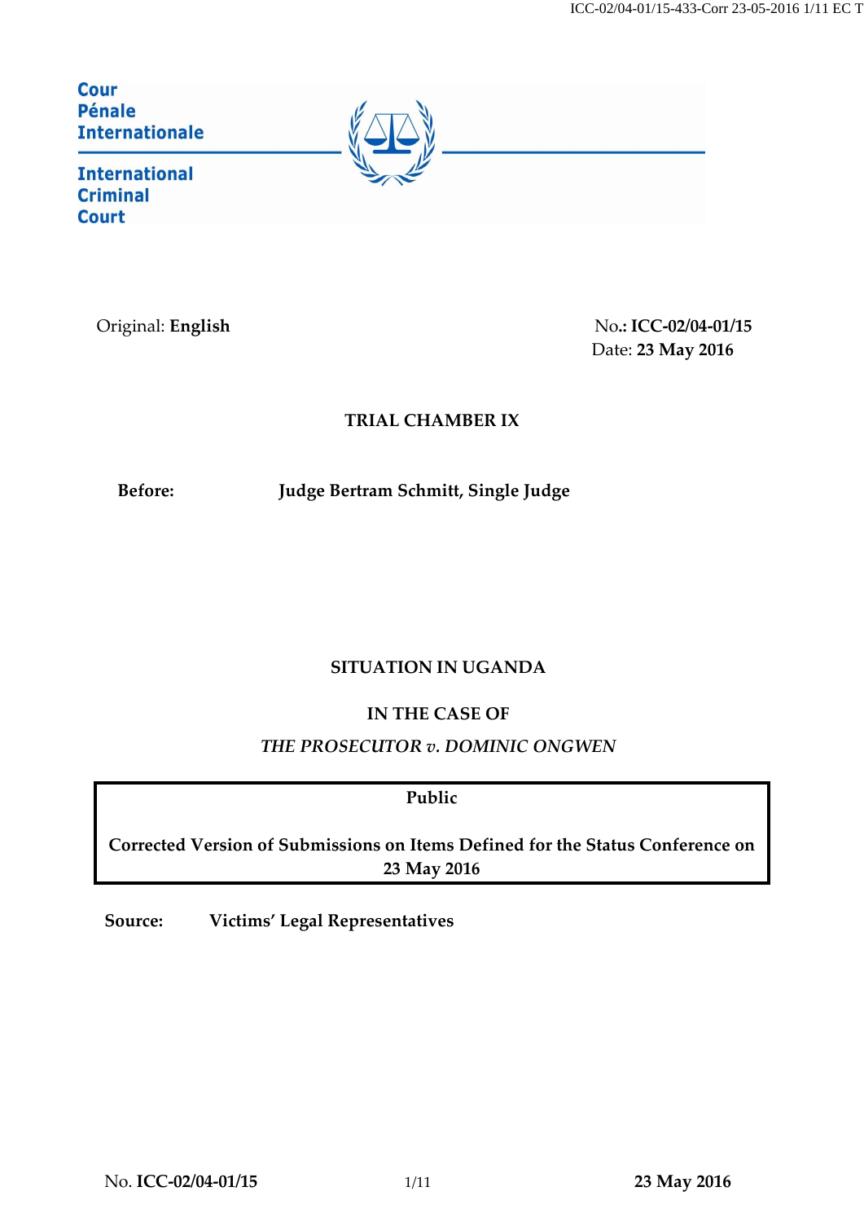Cour Pénale Internationale

International Criminal Court

Original: **English**

No.: **ICC-02/04-01/15**
Date: **23 May 2016**

**TRIAL CHAMBER IX**

**Before:** **Judge Bertram Schmitt, Single Judge**

**SITUATION IN UGANDA**

**IN THE CASE OF**

***THE PROSECUTOR v. DOMINIC ONGWEN***

**Public**

**Corrected Version of Submissions on Items Defined for the Status Conference on 23 May 2016**

**Source:** **Victims' Legal Representatives**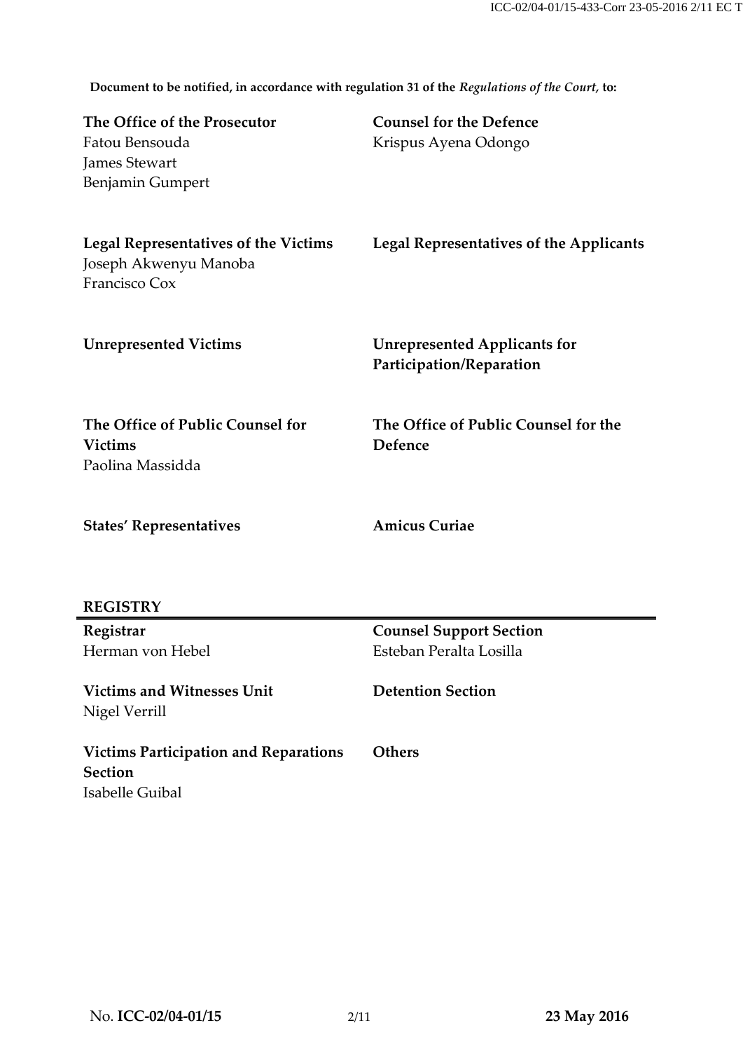**Document to be notified, in accordance with regulation 31 of the *Regulations of the Court*, to:**

| | |
|---|---|
| **The Office of the Prosecutor**<br>Fatou Bensouda<br>James Stewart<br>Benjamin Gumpert | **Counsel for the Defence**<br>Krispus Ayena Odongo |
| **Legal Representatives of the Victims**<br>Joseph Akwenyu Manoba<br>Francisco Cox | **Legal Representatives of the Applicants** |
| **Unrepresented Victims** | **Unrepresented Applicants for Participation/Reparation** |
| **The Office of Public Counsel for Victims**<br>Paolina Massidda | **The Office of Public Counsel for the Defence** |
| **States' Representatives** | **Amicus Curiae** |

## REGISTRY

| | |
|---|---|
| **Registrar**<br>Herman von Hebel | **Counsel Support Section**<br>Esteban Peralta Losilla |
| **Victims and Witnesses Unit**<br>Nigel Verrill | **Detention Section** |
| **Victims Participation and Reparations Section**<br>Isabelle Guibal | **Others** |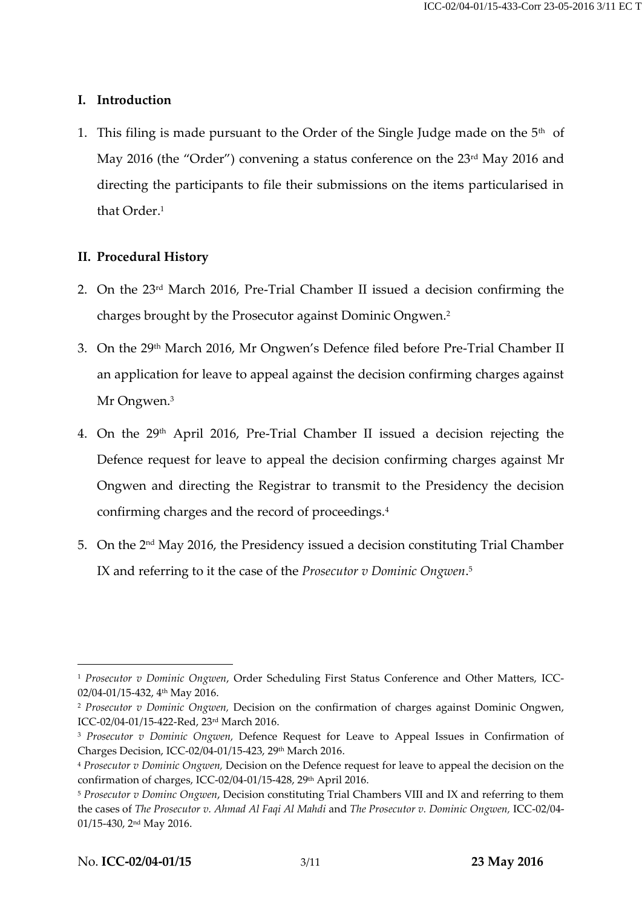## I. Introduction

1. This filing is made pursuant to the Order of the Single Judge made on the 5th of May 2016 (the "Order") convening a status conference on the 23rd May 2016 and directing the participants to file their submissions on the items particularised in that Order.[1]

## II. Procedural History

2. On the 23rd March 2016, Pre-Trial Chamber II issued a decision confirming the charges brought by the Prosecutor against Dominic Ongwen.[2]

3. On the 29th March 2016, Mr Ongwen's Defence filed before Pre-Trial Chamber II an application for leave to appeal against the decision confirming charges against Mr Ongwen.[3]

4. On the 29th April 2016, Pre-Trial Chamber II issued a decision rejecting the Defence request for leave to appeal the decision confirming charges against Mr Ongwen and directing the Registrar to transmit to the Presidency the decision confirming charges and the record of proceedings.[4]

5. On the 2nd May 2016, the Presidency issued a decision constituting Trial Chamber IX and referring to it the case of the *Prosecutor v Dominic Ongwen*.[5]

---

[1] *Prosecutor v Dominic Ongwen*, Order Scheduling First Status Conference and Other Matters, ICC-02/04-01/15-432, 4th May 2016.

[2] *Prosecutor v Dominic Ongwen,* Decision on the confirmation of charges against Dominic Ongwen, ICC-02/04-01/15-422-Red, 23rd March 2016.

[3] *Prosecutor v Dominic Ongwen,* Defence Request for Leave to Appeal Issues in Confirmation of Charges Decision, ICC-02/04-01/15-423, 29th March 2016.

[4] *Prosecutor v Dominic Ongwen,* Decision on the Defence request for leave to appeal the decision on the confirmation of charges, ICC-02/04-01/15-428, 29th April 2016.

[5] *Prosecutor v Dominc Ongwen*, Decision constituting Trial Chambers VIII and IX and referring to them the cases of *The Prosecutor v. Ahmad Al Faqi Al Mahdi* and *The Prosecutor v. Dominic Ongwen,* ICC-02/04-01/15-430, 2nd May 2016.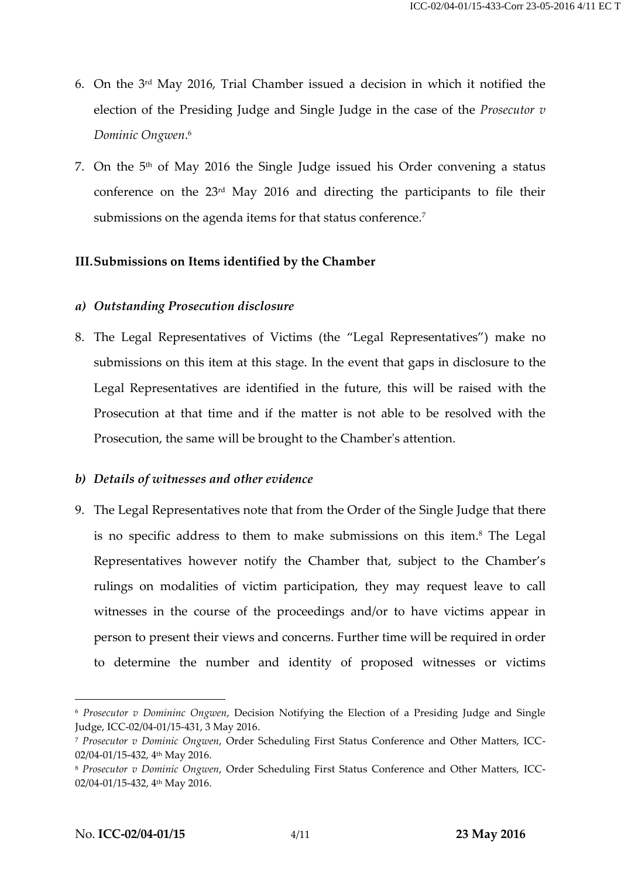6. On the 3rd May 2016, Trial Chamber issued a decision in which it notified the election of the Presiding Judge and Single Judge in the case of the *Prosecutor v Dominic Ongwen*.[6]

7. On the 5th of May 2016 the Single Judge issued his Order convening a status conference on the 23rd May 2016 and directing the participants to file their submissions on the agenda items for that status conference.[7]

## III. Submissions on Items identified by the Chamber

### *a) Outstanding Prosecution disclosure*

8. The Legal Representatives of Victims (the "Legal Representatives") make no submissions on this item at this stage. In the event that gaps in disclosure to the Legal Representatives are identified in the future, this will be raised with the Prosecution at that time and if the matter is not able to be resolved with the Prosecution, the same will be brought to the Chamber's attention.

### *b) Details of witnesses and other evidence*

9. The Legal Representatives note that from the Order of the Single Judge that there is no specific address to them to make submissions on this item.[8] The Legal Representatives however notify the Chamber that, subject to the Chamber's rulings on modalities of victim participation, they may request leave to call witnesses in the course of the proceedings and/or to have victims appear in person to present their views and concerns. Further time will be required in order to determine the number and identity of proposed witnesses or victims

---

[6] *Prosecutor v Domininc Ongwen*, Decision Notifying the Election of a Presiding Judge and Single Judge, ICC-02/04-01/15-431, 3 May 2016.

[7] *Prosecutor v Dominic Ongwen*, Order Scheduling First Status Conference and Other Matters, ICC-02/04-01/15-432, 4th May 2016.

[8] *Prosecutor v Dominic Ongwen*, Order Scheduling First Status Conference and Other Matters, ICC-02/04-01/15-432, 4th May 2016.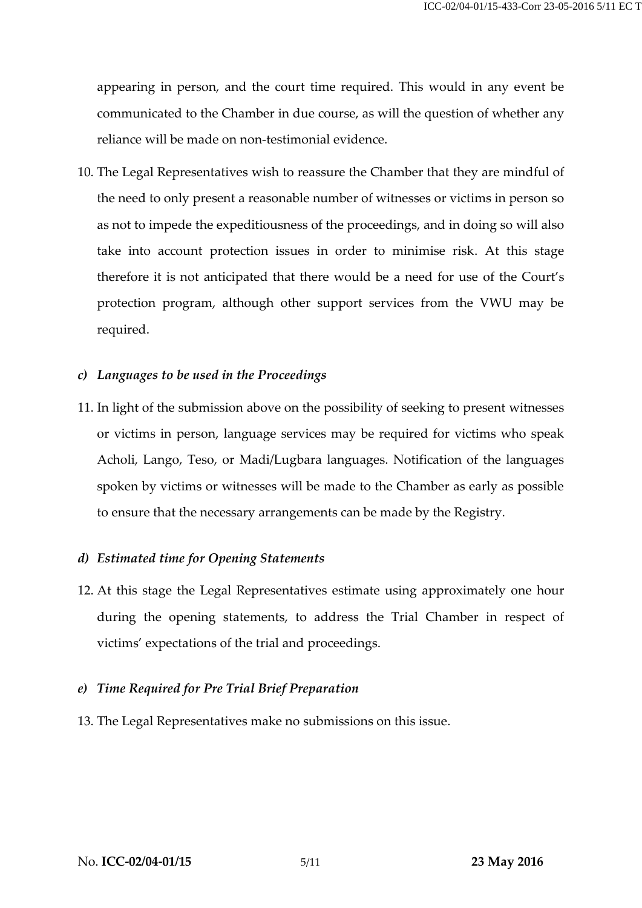appearing in person, and the court time required. This would in any event be communicated to the Chamber in due course, as will the question of whether any reliance will be made on non-testimonial evidence.

10. The Legal Representatives wish to reassure the Chamber that they are mindful of the need to only present a reasonable number of witnesses or victims in person so as not to impede the expeditiousness of the proceedings, and in doing so will also take into account protection issues in order to minimise risk. At this stage therefore it is not anticipated that there would be a need for use of the Court's protection program, although other support services from the VWU may be required.

### *c) Languages to be used in the Proceedings*

11. In light of the submission above on the possibility of seeking to present witnesses or victims in person, language services may be required for victims who speak Acholi, Lango, Teso, or Madi/Lugbara languages. Notification of the languages spoken by victims or witnesses will be made to the Chamber as early as possible to ensure that the necessary arrangements can be made by the Registry.

### *d) Estimated time for Opening Statements*

12. At this stage the Legal Representatives estimate using approximately one hour during the opening statements, to address the Trial Chamber in respect of victims' expectations of the trial and proceedings.

### *e) Time Required for Pre Trial Brief Preparation*

13. The Legal Representatives make no submissions on this issue.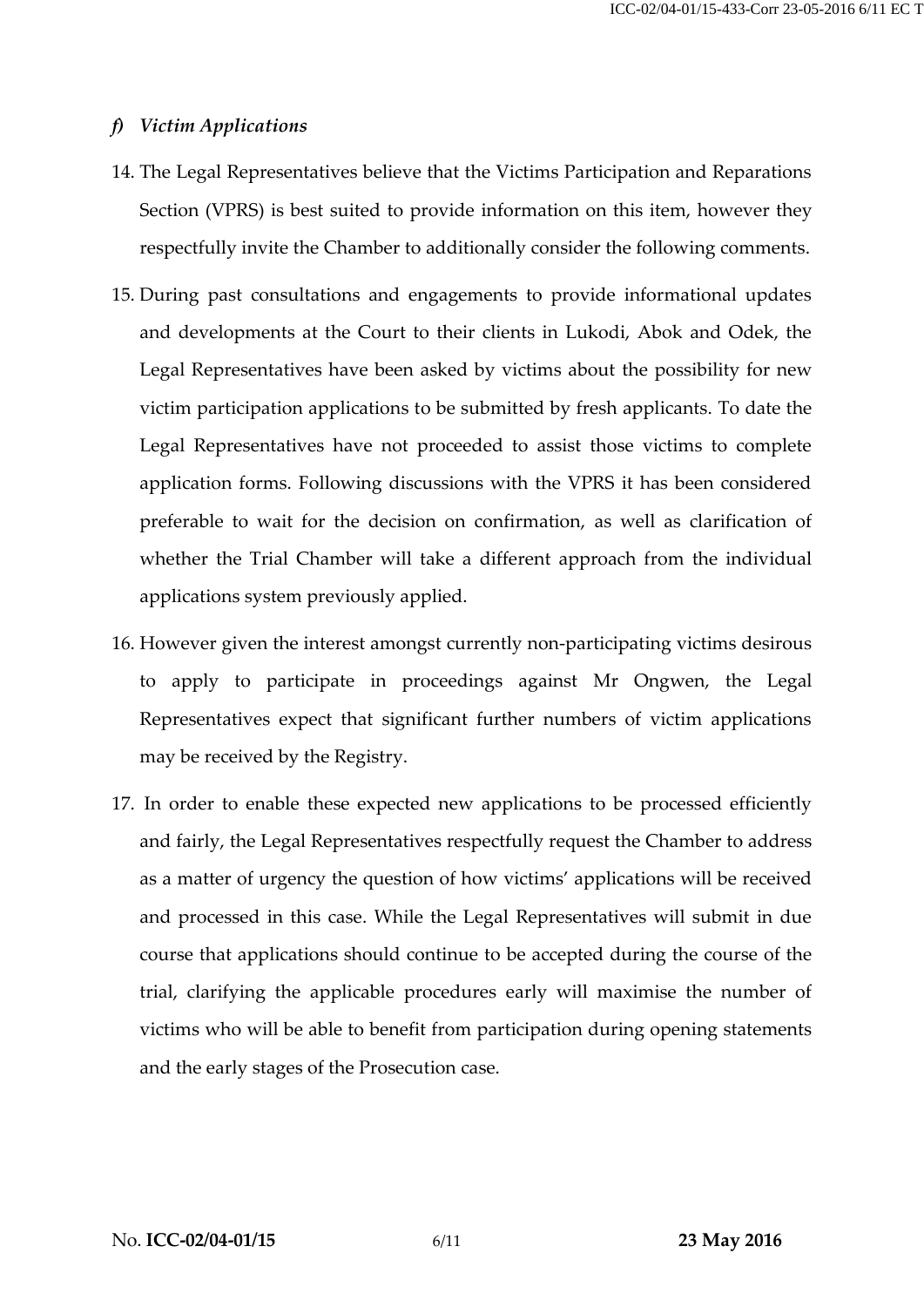### *f) Victim Applications*

14. The Legal Representatives believe that the Victims Participation and Reparations Section (VPRS) is best suited to provide information on this item, however they respectfully invite the Chamber to additionally consider the following comments.

15. During past consultations and engagements to provide informational updates and developments at the Court to their clients in Lukodi, Abok and Odek, the Legal Representatives have been asked by victims about the possibility for new victim participation applications to be submitted by fresh applicants. To date the Legal Representatives have not proceeded to assist those victims to complete application forms. Following discussions with the VPRS it has been considered preferable to wait for the decision on confirmation, as well as clarification of whether the Trial Chamber will take a different approach from the individual applications system previously applied.

16. However given the interest amongst currently non-participating victims desirous to apply to participate in proceedings against Mr Ongwen, the Legal Representatives expect that significant further numbers of victim applications may be received by the Registry.

17. In order to enable these expected new applications to be processed efficiently and fairly, the Legal Representatives respectfully request the Chamber to address as a matter of urgency the question of how victims' applications will be received and processed in this case. While the Legal Representatives will submit in due course that applications should continue to be accepted during the course of the trial, clarifying the applicable procedures early will maximise the number of victims who will be able to benefit from participation during opening statements and the early stages of the Prosecution case.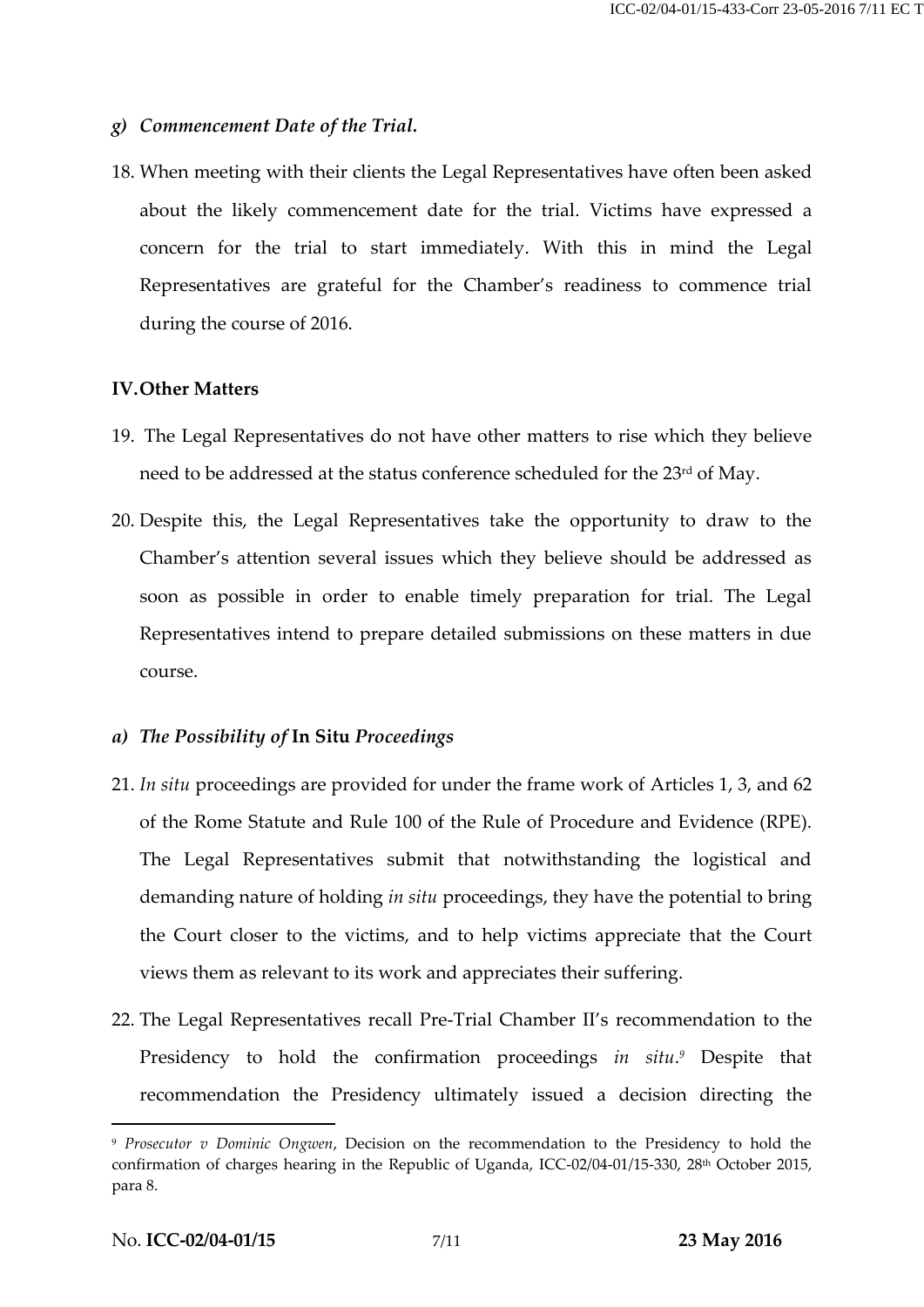*g) Commencement Date of the Trial.*

18. When meeting with their clients the Legal Representatives have often been asked about the likely commencement date for the trial. Victims have expressed a concern for the trial to start immediately. With this in mind the Legal Representatives are grateful for the Chamber's readiness to commence trial during the course of 2016.

**IV. Other Matters**

19. The Legal Representatives do not have other matters to rise which they believe need to be addressed at the status conference scheduled for the 23rd of May.

20. Despite this, the Legal Representatives take the opportunity to draw to the Chamber's attention several issues which they believe should be addressed as soon as possible in order to enable timely preparation for trial. The Legal Representatives intend to prepare detailed submissions on these matters in due course.

*a) The Possibility of* **In Situ** *Proceedings*

21. *In situ* proceedings are provided for under the frame work of Articles 1, 3, and 62 of the Rome Statute and Rule 100 of the Rule of Procedure and Evidence (RPE). The Legal Representatives submit that notwithstanding the logistical and demanding nature of holding *in situ* proceedings, they have the potential to bring the Court closer to the victims, and to help victims appreciate that the Court views them as relevant to its work and appreciates their suffering.

22. The Legal Representatives recall Pre-Trial Chamber II's recommendation to the Presidency to hold the confirmation proceedings *in situ*.[9] Despite that recommendation the Presidency ultimately issued a decision directing the

[9] *Prosecutor v Dominic Ongwen*, Decision on the recommendation to the Presidency to hold the confirmation of charges hearing in the Republic of Uganda, ICC-02/04-01/15-330, 28th October 2015, para 8.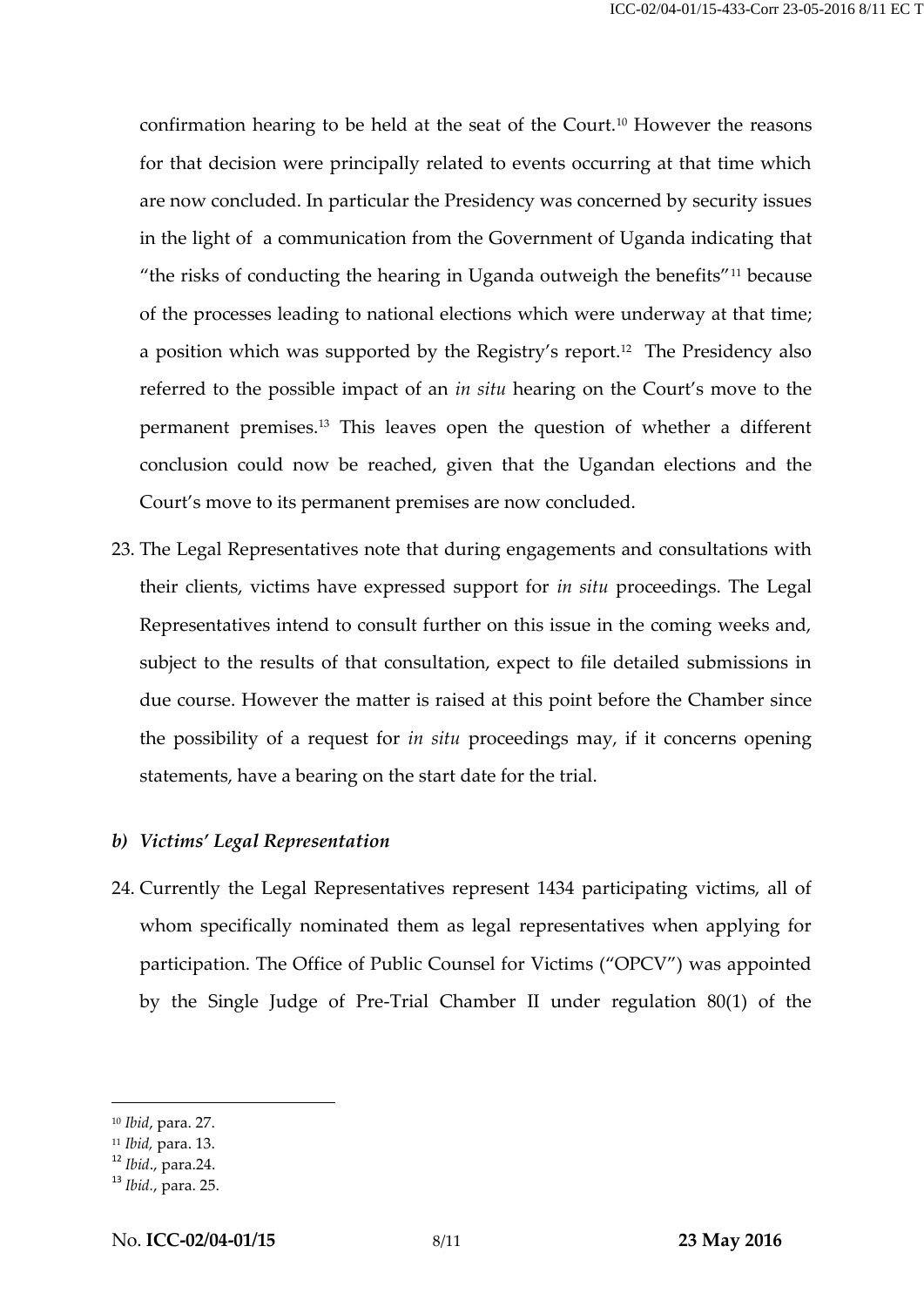confirmation hearing to be held at the seat of the Court.[10] However the reasons for that decision were principally related to events occurring at that time which are now concluded. In particular the Presidency was concerned by security issues in the light of a communication from the Government of Uganda indicating that "the risks of conducting the hearing in Uganda outweigh the benefits"[11] because of the processes leading to national elections which were underway at that time; a position which was supported by the Registry's report.[12] The Presidency also referred to the possible impact of an *in situ* hearing on the Court's move to the permanent premises.[13] This leaves open the question of whether a different conclusion could now be reached, given that the Ugandan elections and the Court's move to its permanent premises are now concluded.

23. The Legal Representatives note that during engagements and consultations with their clients, victims have expressed support for *in situ* proceedings. The Legal Representatives intend to consult further on this issue in the coming weeks and, subject to the results of that consultation, expect to file detailed submissions in due course. However the matter is raised at this point before the Chamber since the possibility of a request for *in situ* proceedings may, if it concerns opening statements, have a bearing on the start date for the trial.

### *b) Victims' Legal Representation*

24. Currently the Legal Representatives represent 1434 participating victims, all of whom specifically nominated them as legal representatives when applying for participation. The Office of Public Counsel for Victims ("OPCV") was appointed by the Single Judge of Pre-Trial Chamber II under regulation 80(1) of the

---

[10] *Ibid*, para. 27.
[11] *Ibid*, para. 13.
[12] *Ibid*., para.24.
[13] *Ibid*., para. 25.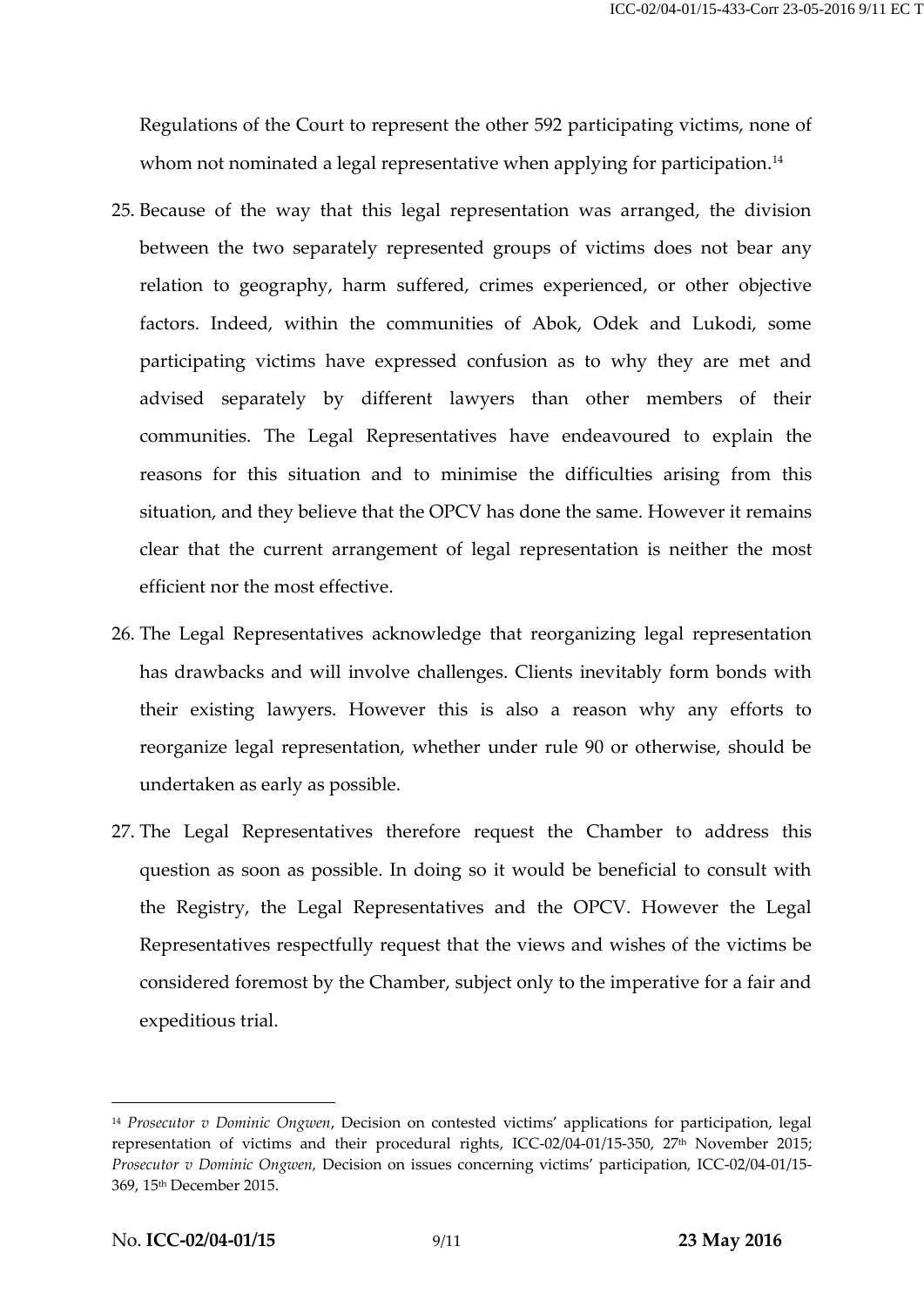Regulations of the Court to represent the other 592 participating victims, none of whom not nominated a legal representative when applying for participation.[14]

25. Because of the way that this legal representation was arranged, the division between the two separately represented groups of victims does not bear any relation to geography, harm suffered, crimes experienced, or other objective factors. Indeed, within the communities of Abok, Odek and Lukodi, some participating victims have expressed confusion as to why they are met and advised separately by different lawyers than other members of their communities. The Legal Representatives have endeavoured to explain the reasons for this situation and to minimise the difficulties arising from this situation, and they believe that the OPCV has done the same. However it remains clear that the current arrangement of legal representation is neither the most efficient nor the most effective.

26. The Legal Representatives acknowledge that reorganizing legal representation has drawbacks and will involve challenges. Clients inevitably form bonds with their existing lawyers. However this is also a reason why any efforts to reorganize legal representation, whether under rule 90 or otherwise, should be undertaken as early as possible.

27. The Legal Representatives therefore request the Chamber to address this question as soon as possible. In doing so it would be beneficial to consult with the Registry, the Legal Representatives and the OPCV. However the Legal Representatives respectfully request that the views and wishes of the victims be considered foremost by the Chamber, subject only to the imperative for a fair and expeditious trial.

---

[14] *Prosecutor v Dominic Ongwen*, Decision on contested victims' applications for participation, legal representation of victims and their procedural rights, ICC-02/04-01/15-350, 27th November 2015; *Prosecutor v Dominic Ongwen,* Decision on issues concerning victims' participation, ICC-02/04-01/15-369, 15th December 2015.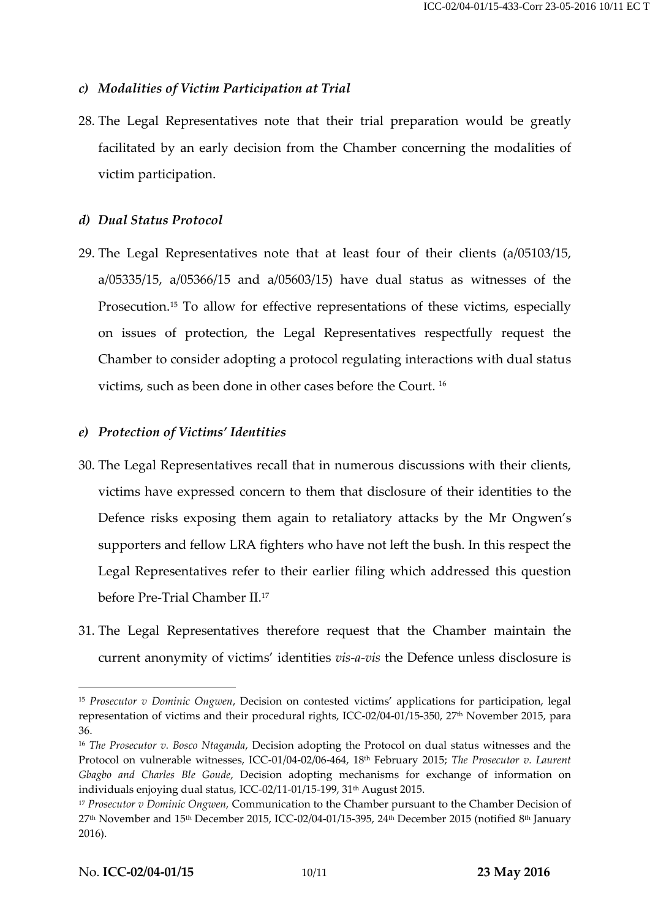### *c) Modalities of Victim Participation at Trial*

28. The Legal Representatives note that their trial preparation would be greatly facilitated by an early decision from the Chamber concerning the modalities of victim participation.

### *d) Dual Status Protocol*

29. The Legal Representatives note that at least four of their clients (a/05103/15, a/05335/15, a/05366/15 and a/05603/15) have dual status as witnesses of the Prosecution.[15] To allow for effective representations of these victims, especially on issues of protection, the Legal Representatives respectfully request the Chamber to consider adopting a protocol regulating interactions with dual status victims, such as been done in other cases before the Court. [16]

### *e) Protection of Victims' Identities*

30. The Legal Representatives recall that in numerous discussions with their clients, victims have expressed concern to them that disclosure of their identities to the Defence risks exposing them again to retaliatory attacks by the Mr Ongwen's supporters and fellow LRA fighters who have not left the bush. In this respect the Legal Representatives refer to their earlier filing which addressed this question before Pre-Trial Chamber II.[17]

31. The Legal Representatives therefore request that the Chamber maintain the current anonymity of victims' identities *vis-a-vis* the Defence unless disclosure is

---

[15] *Prosecutor v Dominic Ongwen*, Decision on contested victims' applications for participation, legal representation of victims and their procedural rights, ICC-02/04-01/15-350, 27th November 2015, para 36.

[16] *The Prosecutor v. Bosco Ntaganda*, Decision adopting the Protocol on dual status witnesses and the Protocol on vulnerable witnesses, ICC-01/04-02/06-464, 18th February 2015; *The Prosecutor v. Laurent Gbagbo and Charles Ble Goude*, Decision adopting mechanisms for exchange of information on individuals enjoying dual status, ICC-02/11-01/15-199, 31st August 2015.

[17] *Prosecutor v Dominic Ongwen*, Communication to the Chamber pursuant to the Chamber Decision of 27th November and 15th December 2015, ICC-02/04-01/15-395, 24th December 2015 (notified 8th January 2016).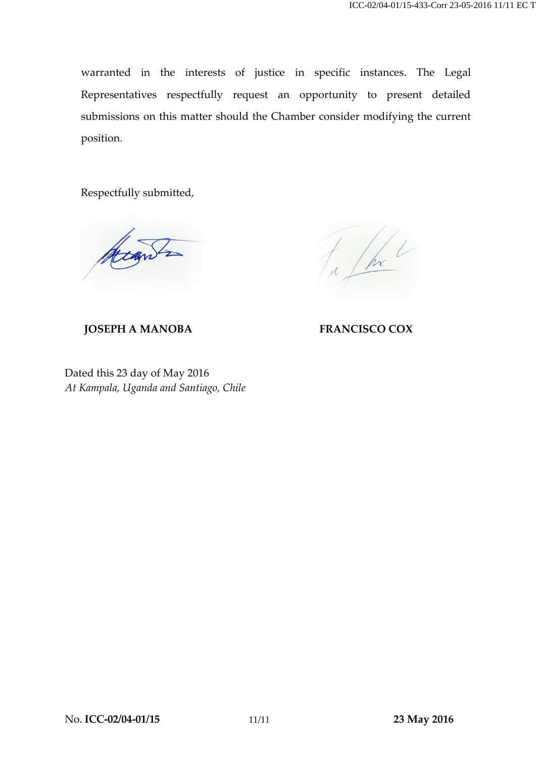warranted in the interests of justice in specific instances. The Legal Representatives respectfully request an opportunity to present detailed submissions on this matter should the Chamber consider modifying the current position.

Respectfully submitted,

**JOSEPH A MANOBA** | **FRANCISCO COX**

Dated this 23 day of May 2016
*At Kampala, Uganda and Santiago, Chile*